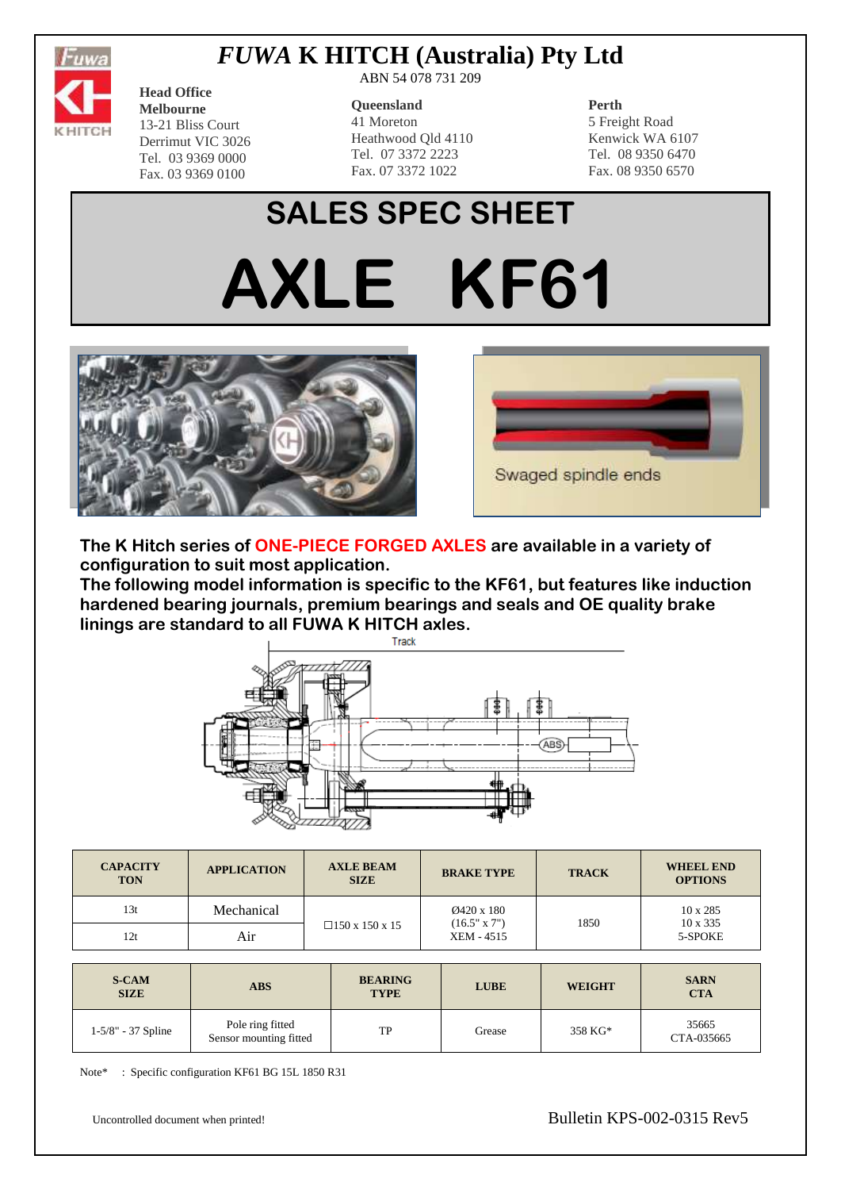# *FUWA* K HITCH (Australia) Pty Ltd

ABN 54 078 731 209

**Head Office**
**Melbourne**
13-21 Bliss Court
Derrimut VIC 3026
Tel. 03 9369 0000
Fax. 03 9369 0100

**Queensland**
41 Moreton
Heathwood Qld 4110
Tel. 07 3372 2223
Fax. 07 3372 1022

**Perth**
5 Freight Road
Kenwick WA 6107
Tel. 08 9350 6470
Fax. 08 9350 6570

# SALES SPEC SHEET

# AXLE KF61

Swaged spindle ends

**The K Hitch series of ONE-PIECE FORGED AXLES are available in a variety of configuration to suit most application.**
**The following model information is specific to the KF61, but features like induction hardened bearing journals, premium bearings and seals and OE quality brake linings are standard to all FUWA K HITCH axles.**

Track

ABS

| CAPACITY TON | APPLICATION | AXLE BEAM SIZE | BRAKE TYPE | TRACK | WHEEL END OPTIONS |
|---|---|---|---|---|---|
| 13t | Mechanical | □150 x 150 x 15 | Ø420 x 180 (16.5" x 7") XEM - 4515 | 1850 | 10 x 285 10 x 335 5-SPOKE |
| 12t | Air | | | | |

| S-CAM SIZE | ABS | BEARING TYPE | LUBE | WEIGHT | SARN CTA |
|---|---|---|---|---|---|
| 1-5/8" - 37 Spline | Pole ring fitted Sensor mounting fitted | TP | Grease | 358 KG* | 35665 CTA-035665 |

Note* : Specific configuration KF61 BG 15L 1850 R31

Uncontrolled document when printed!

Bulletin KPS-002-0315 Rev5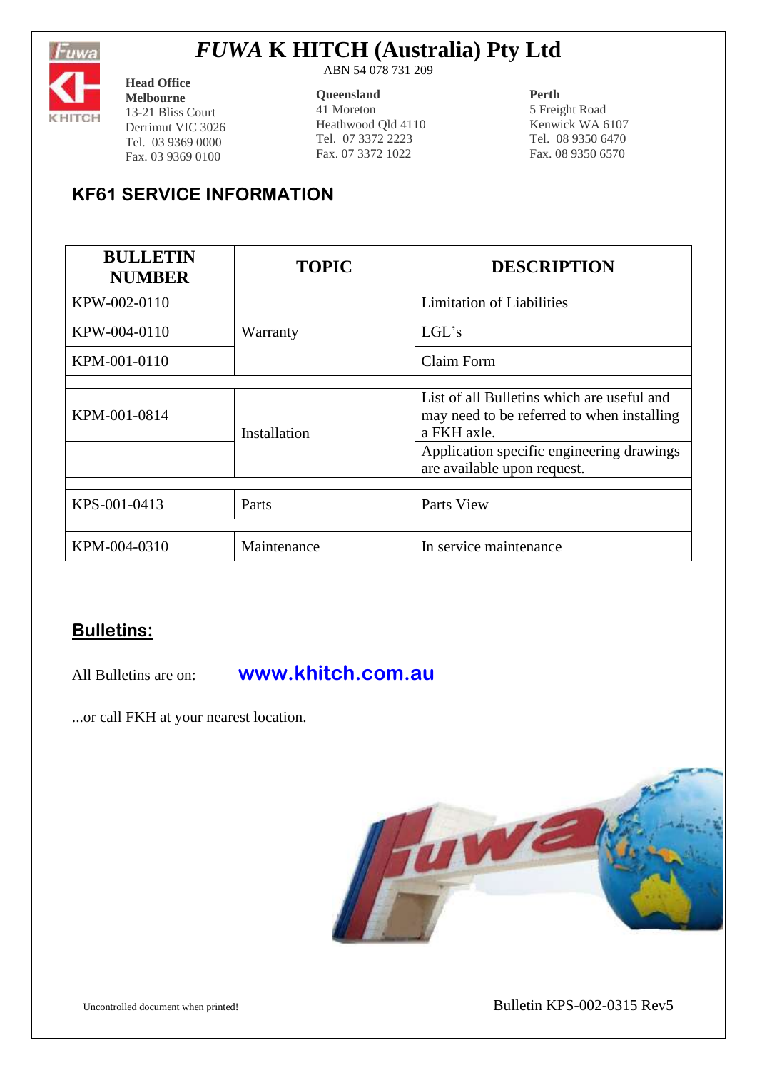# *FUWA* K HITCH (Australia) Pty Ltd

ABN 54 078 731 209

**Head Office Melbourne**
13-21 Bliss Court
Derrimut VIC 3026
Tel. 03 9369 0000
Fax. 03 9369 0100

**Queensland**
41 Moreton
Heathwood Qld 4110
Tel. 07 3372 2223
Fax. 07 3372 1022

**Perth**
5 Freight Road
Kenwick WA 6107
Tel. 08 9350 6470
Fax. 08 9350 6570

## KF61 SERVICE INFORMATION

| BULLETIN NUMBER | TOPIC | DESCRIPTION |
|---|---|---|
| KPW-002-0110 | Warranty | Limitation of Liabilities |
| KPW-004-0110 | | LGL's |
| KPM-001-0110 | | Claim Form |
| | | |
| KPM-001-0814 | Installation | List of all Bulletins which are useful and may need to be referred to when installing a FKH axle. |
| | | Application specific engineering drawings are available upon request. |
| | | |
| KPS-001-0413 | Parts | Parts View |
| | | |
| KPM-004-0310 | Maintenance | In service maintenance |

## Bulletins:

All Bulletins are on: **www.khitch.com.au**

...or call FKH at your nearest location.

Uncontrolled document when printed!

Bulletin KPS-002-0315 Rev5